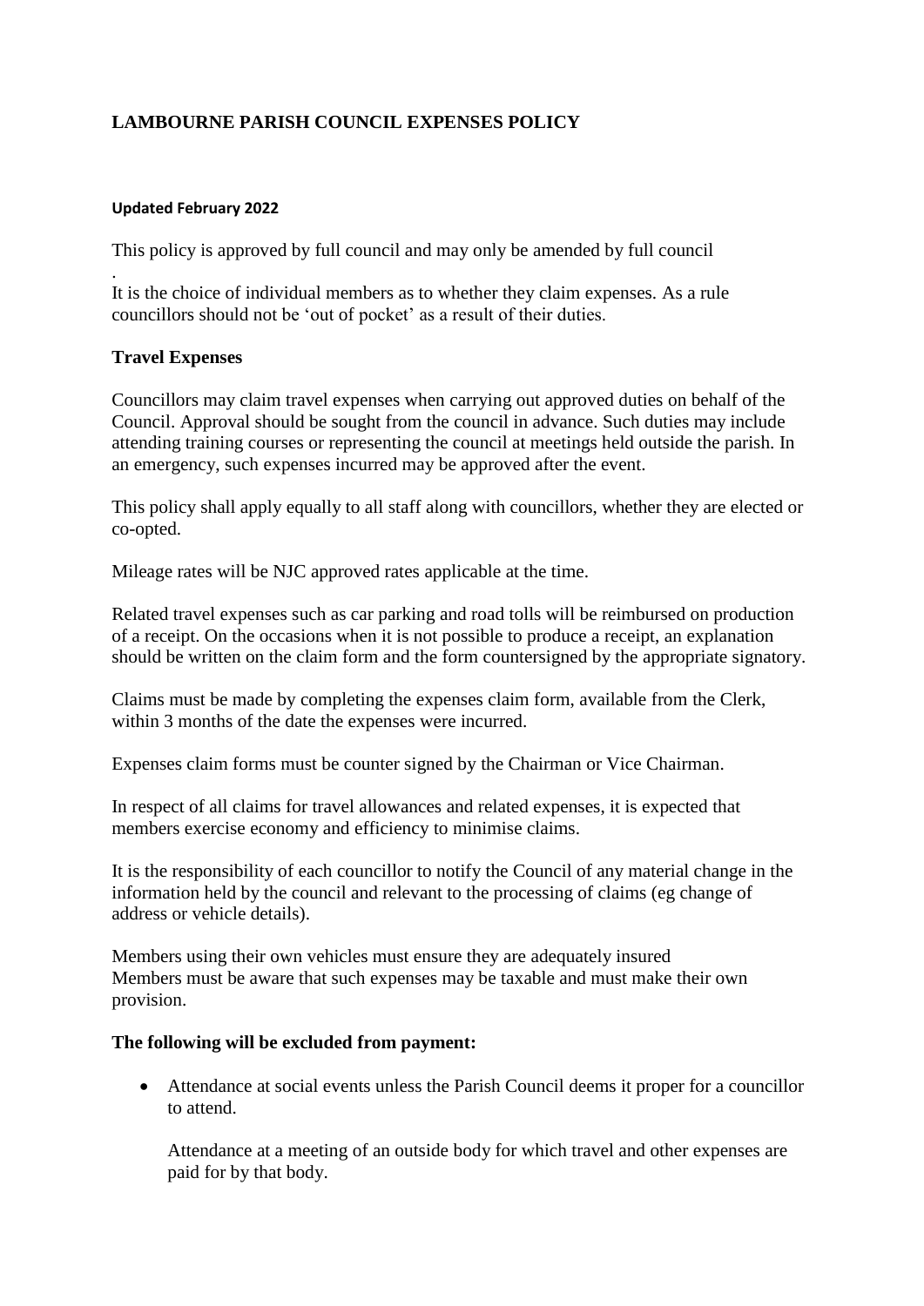# LAMBOURNE PARISH COUNCIL EXPENSES POLICY

**Updated February 2022**

This policy is approved by full council and may only be amended by full council

.
It is the choice of individual members as to whether they claim expenses. As a rule councillors should not be 'out of pocket' as a result of their duties.

## Travel Expenses

Councillors may claim travel expenses when carrying out approved duties on behalf of the Council. Approval should be sought from the council in advance. Such duties may include attending training courses or representing the council at meetings held outside the parish. In an emergency, such expenses incurred may be approved after the event.

This policy shall apply equally to all staff along with councillors, whether they are elected or co-opted.

Mileage rates will be NJC approved rates applicable at the time.

Related travel expenses such as car parking and road tolls will be reimbursed on production of a receipt. On the occasions when it is not possible to produce a receipt, an explanation should be written on the claim form and the form countersigned by the appropriate signatory.

Claims must be made by completing the expenses claim form, available from the Clerk, within 3 months of the date the expenses were incurred.

Expenses claim forms must be counter signed by the Chairman or Vice Chairman.

In respect of all claims for travel allowances and related expenses, it is expected that members exercise economy and efficiency to minimise claims.

It is the responsibility of each councillor to notify the Council of any material change in the information held by the council and relevant to the processing of claims (eg change of address or vehicle details).

Members using their own vehicles must ensure they are adequately insured
Members must be aware that such expenses may be taxable and must make their own provision.

**The following will be excluded from payment:**

- Attendance at social events unless the Parish Council deems it proper for a councillor to attend.

  Attendance at a meeting of an outside body for which travel and other expenses are paid for by that body.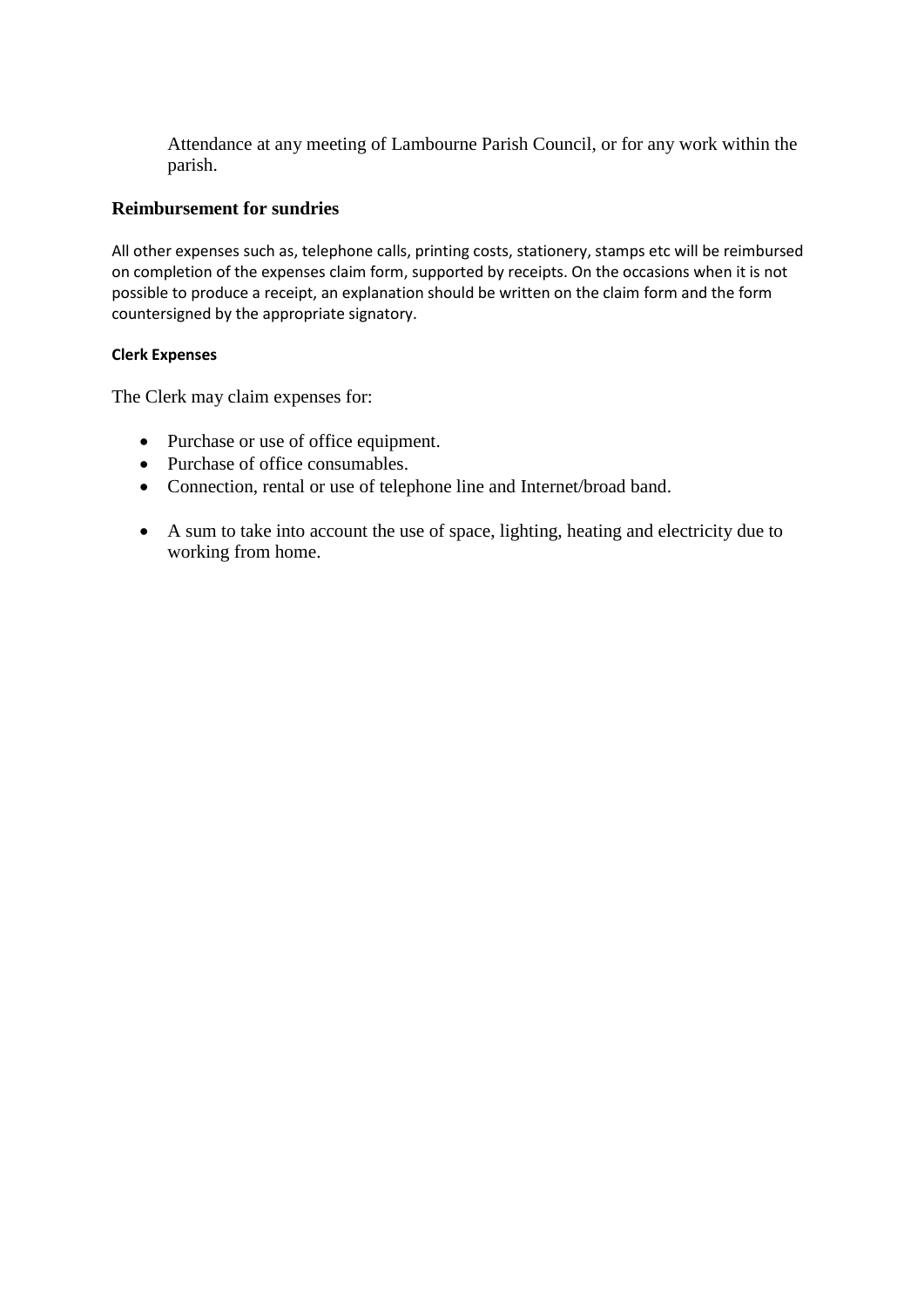Attendance at any meeting of Lambourne Parish Council, or for any work within the parish.

### Reimbursement for sundries

All other expenses such as, telephone calls, printing costs, stationery, stamps etc will be reimbursed on completion of the expenses claim form, supported by receipts. On the occasions when it is not possible to produce a receipt, an explanation should be written on the claim form and the form countersigned by the appropriate signatory.

#### Clerk Expenses

The Clerk may claim expenses for:

- Purchase or use of office equipment.
- Purchase of office consumables.
- Connection, rental or use of telephone line and Internet/broad band.

- A sum to take into account the use of space, lighting, heating and electricity due to working from home.